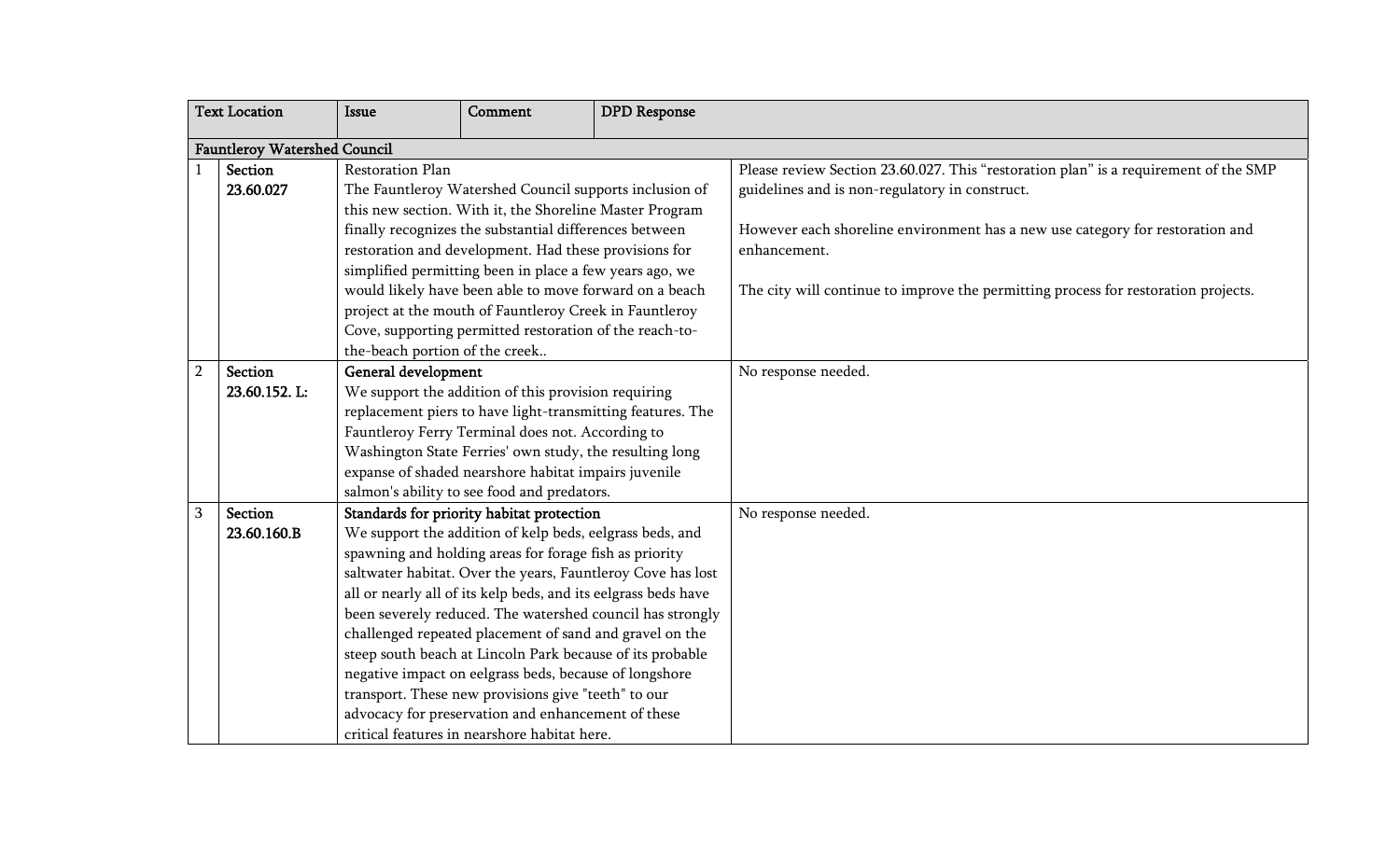| | Text Location | Issue | Comment | DPD Response |
|---|---|---|---|---|
| **Fauntleroy Watershed Council** | | | | |
| 1 | **Section 23.60.027** | Restoration Plan<br>The Fauntleroy Watershed Council supports inclusion of this new section. With it, the Shoreline Master Program finally recognizes the substantial differences between restoration and development. Had these provisions for simplified permitting been in place a few years ago, we would likely have been able to move forward on a beach project at the mouth of Fauntleroy Creek in Fauntleroy Cove, supporting permitted restoration of the reach-to-the-beach portion of the creek.. | | Please review Section 23.60.027. This "restoration plan" is a requirement of the SMP guidelines and is non-regulatory in construct.<br><br>However each shoreline environment has a new use category for restoration and enhancement.<br><br>The city will continue to improve the permitting process for restoration projects. |
| 2 | **Section 23.60.152. L:** | **General development**<br>We support the addition of this provision requiring replacement piers to have light-transmitting features. The Fauntleroy Ferry Terminal does not. According to Washington State Ferries' own study, the resulting long expanse of shaded nearshore habitat impairs juvenile salmon's ability to see food and predators. | | No response needed. |
| 3 | **Section 23.60.160.B** | **Standards for priority habitat protection**<br>We support the addition of kelp beds, eelgrass beds, and spawning and holding areas for forage fish as priority saltwater habitat. Over the years, Fauntleroy Cove has lost all or nearly all of its kelp beds, and its eelgrass beds have been severely reduced. The watershed council has strongly challenged repeated placement of sand and gravel on the steep south beach at Lincoln Park because of its probable negative impact on eelgrass beds, because of longshore transport. These new provisions give "teeth" to our advocacy for preservation and enhancement of these critical features in nearshore habitat here. | | No response needed. |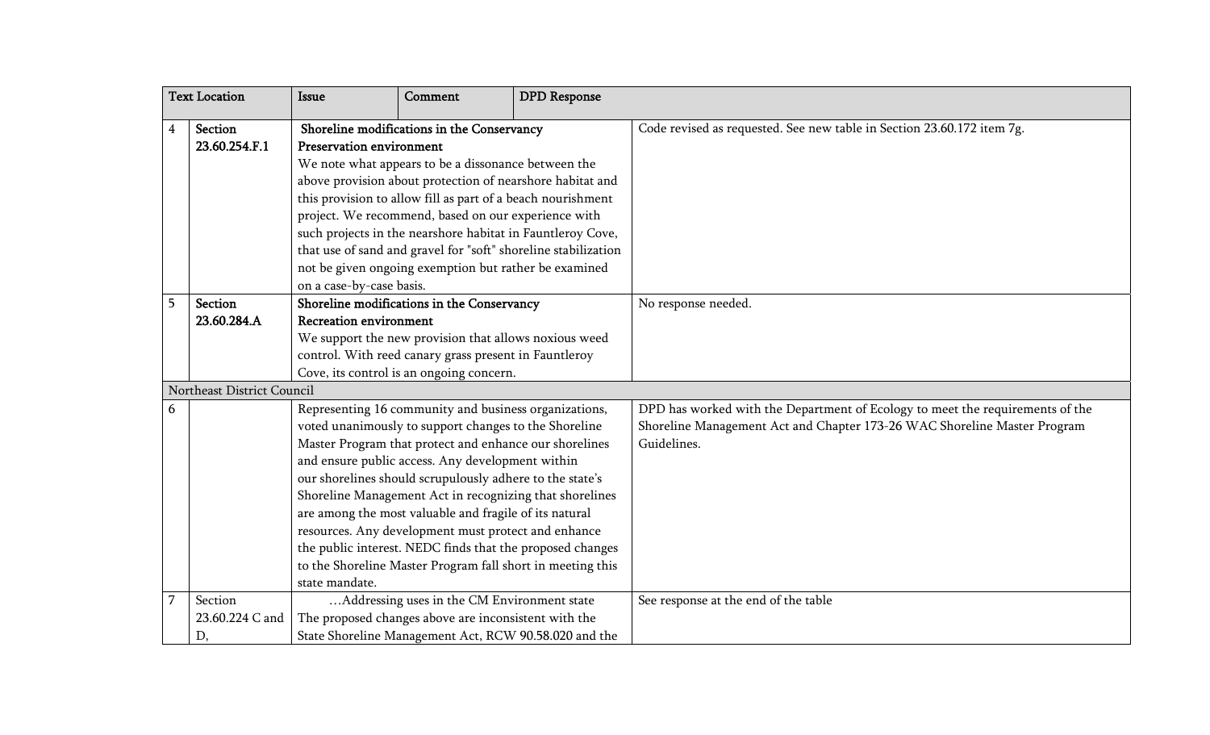| | Text Location | Issue | Comment | DPD Response |
|---|---|---|---|---|
| 4 | **Section 23.60.254.F.1** | **Shoreline modifications in the Conservancy Preservation environment** We note what appears to be a dissonance between the above provision about protection of nearshore habitat and this provision to allow fill as part of a beach nourishment project. We recommend, based on our experience with such projects in the nearshore habitat in Fauntleroy Cove, that use of sand and gravel for "soft" shoreline stabilization not be given ongoing exemption but rather be examined on a case-by-case basis. | | Code revised as requested. See new table in Section 23.60.172 item 7g. |
| 5 | **Section 23.60.284.A** | **Shoreline modifications in the Conservancy Recreation environment** We support the new provision that allows noxious weed control. With reed canary grass present in Fauntleroy Cove, its control is an ongoing concern. | | No response needed. |
| Northeast District Council | | | | |
| 6 | | Representing 16 community and business organizations, voted unanimously to support changes to the Shoreline Master Program that protect and enhance our shorelines and ensure public access. Any development within our shorelines should scrupulously adhere to the state's Shoreline Management Act in recognizing that shorelines are among the most valuable and fragile of its natural resources. Any development must protect and enhance the public interest. NEDC finds that the proposed changes to the Shoreline Master Program fall short in meeting this state mandate. | | DPD has worked with the Department of Ecology to meet the requirements of the Shoreline Management Act and Chapter 173-26 WAC Shoreline Master Program Guidelines. |
| 7 | Section 23.60.224 C and D, | …Addressing uses in the CM Environment state The proposed changes above are inconsistent with the State Shoreline Management Act, RCW 90.58.020 and the | | See response at the end of the table |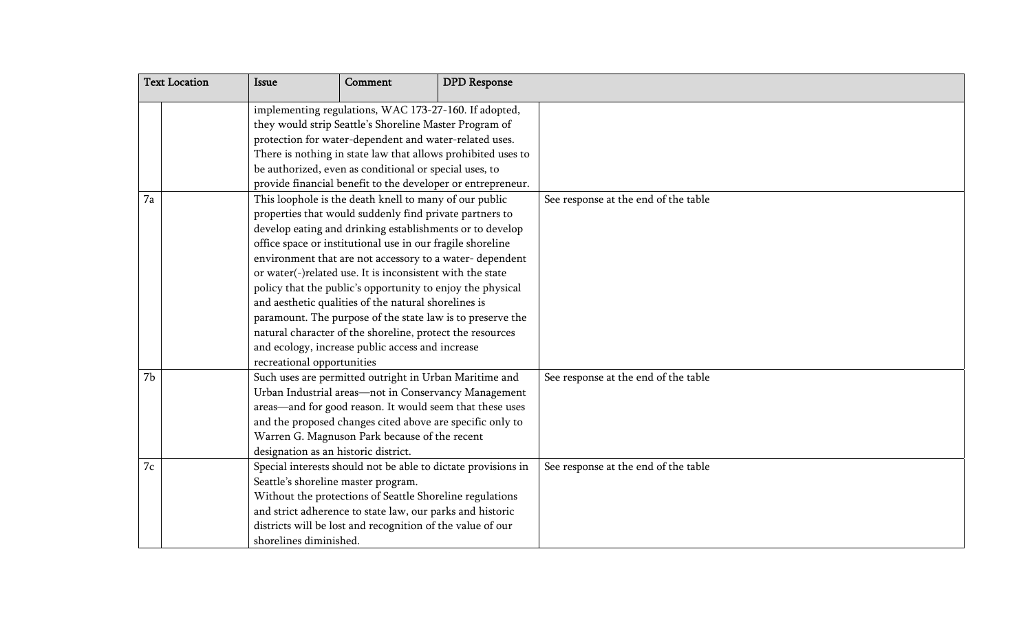| Text Location | | Issue | Comment | DPD Response |
|---|---|---|---|---|
| | | implementing regulations, WAC 173-27-160. If adopted, they would strip Seattle's Shoreline Master Program of protection for water-dependent and water-related uses. There is nothing in state law that allows prohibited uses to be authorized, even as conditional or special uses, to provide financial benefit to the developer or entrepreneur. | | |
| 7a | | This loophole is the death knell to many of our public properties that would suddenly find private partners to develop eating and drinking establishments or to develop office space or institutional use in our fragile shoreline environment that are not accessory to a water- dependent or water(-)related use. It is inconsistent with the state policy that the public's opportunity to enjoy the physical and aesthetic qualities of the natural shorelines is paramount. The purpose of the state law is to preserve the natural character of the shoreline, protect the resources and ecology, increase public access and increase recreational opportunities | | See response at the end of the table |
| 7b | | Such uses are permitted outright in Urban Maritime and Urban Industrial areas—not in Conservancy Management areas—and for good reason. It would seem that these uses and the proposed changes cited above are specific only to Warren G. Magnuson Park because of the recent designation as an historic district. | | See response at the end of the table |
| 7c | | Special interests should not be able to dictate provisions in Seattle's shoreline master program.<br>Without the protections of Seattle Shoreline regulations and strict adherence to state law, our parks and historic districts will be lost and recognition of the value of our shorelines diminished. | | See response at the end of the table |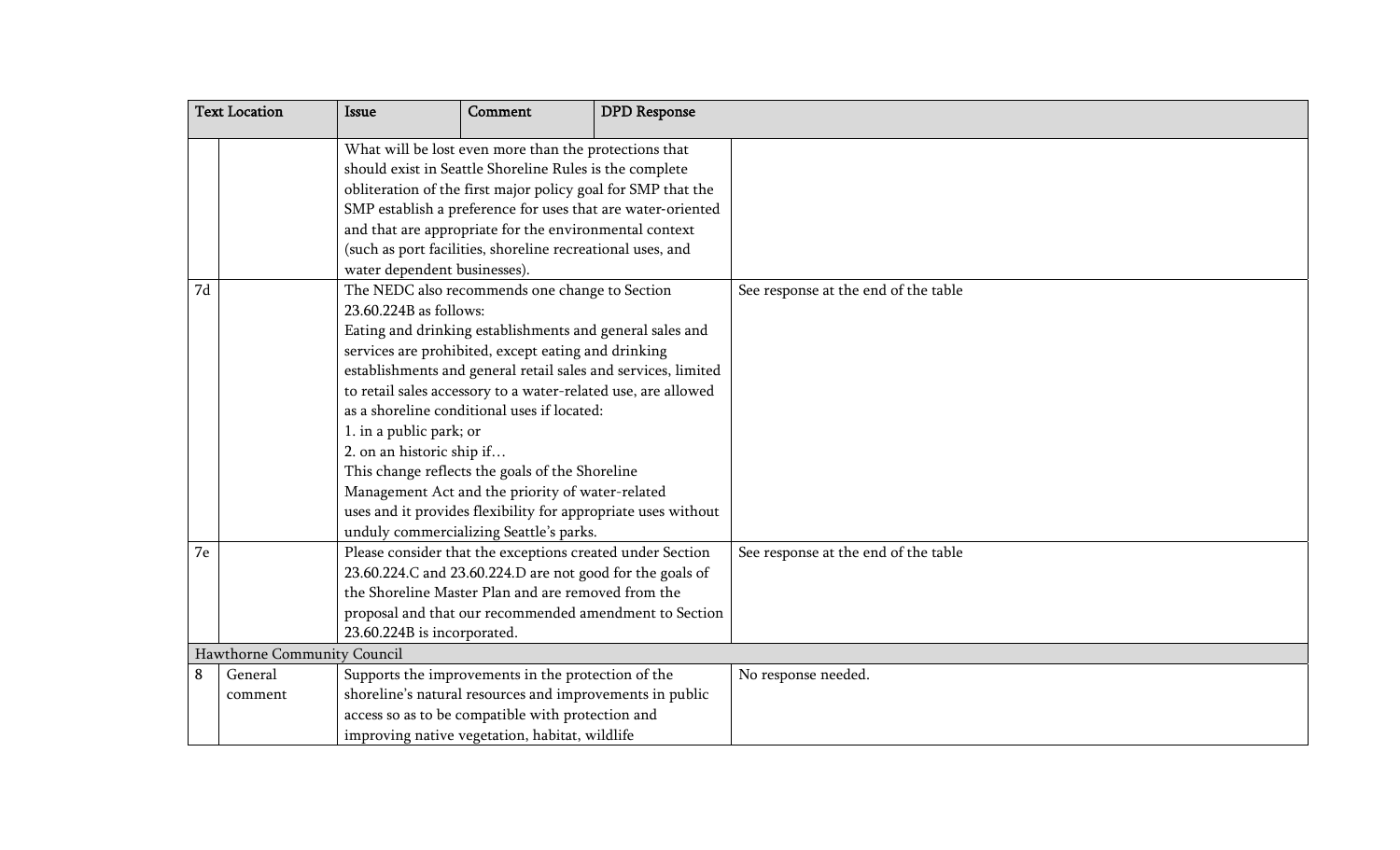| Text Location | | Issue / Comment | DPD Response |
|---|---|---|---|
| | | What will be lost even more than the protections that should exist in Seattle Shoreline Rules is the complete obliteration of the first major policy goal for SMP that the SMP establish a preference for uses that are water-oriented and that are appropriate for the environmental context (such as port facilities, shoreline recreational uses, and water dependent businesses). | |
| 7d | | The NEDC also recommends one change to Section 23.60.224B as follows:<br>Eating and drinking establishments and general sales and services are prohibited, except eating and drinking establishments and general retail sales and services, limited to retail sales accessory to a water-related use, are allowed as a shoreline conditional uses if located:<br>1. in a public park; or<br>2. on an historic ship if…<br>This change reflects the goals of the Shoreline Management Act and the priority of water-related uses and it provides flexibility for appropriate uses without unduly commercializing Seattle's parks. | See response at the end of the table |
| 7e | | Please consider that the exceptions created under Section 23.60.224.C and 23.60.224.D are not good for the goals of the Shoreline Master Plan and are removed from the proposal and that our recommended amendment to Section 23.60.224B is incorporated. | See response at the end of the table |
| Hawthorne Community Council | | | |
| 8 | General comment | Supports the improvements in the protection of the shoreline's natural resources and improvements in public access so as to be compatible with protection and improving native vegetation, habitat, wildlife | No response needed. |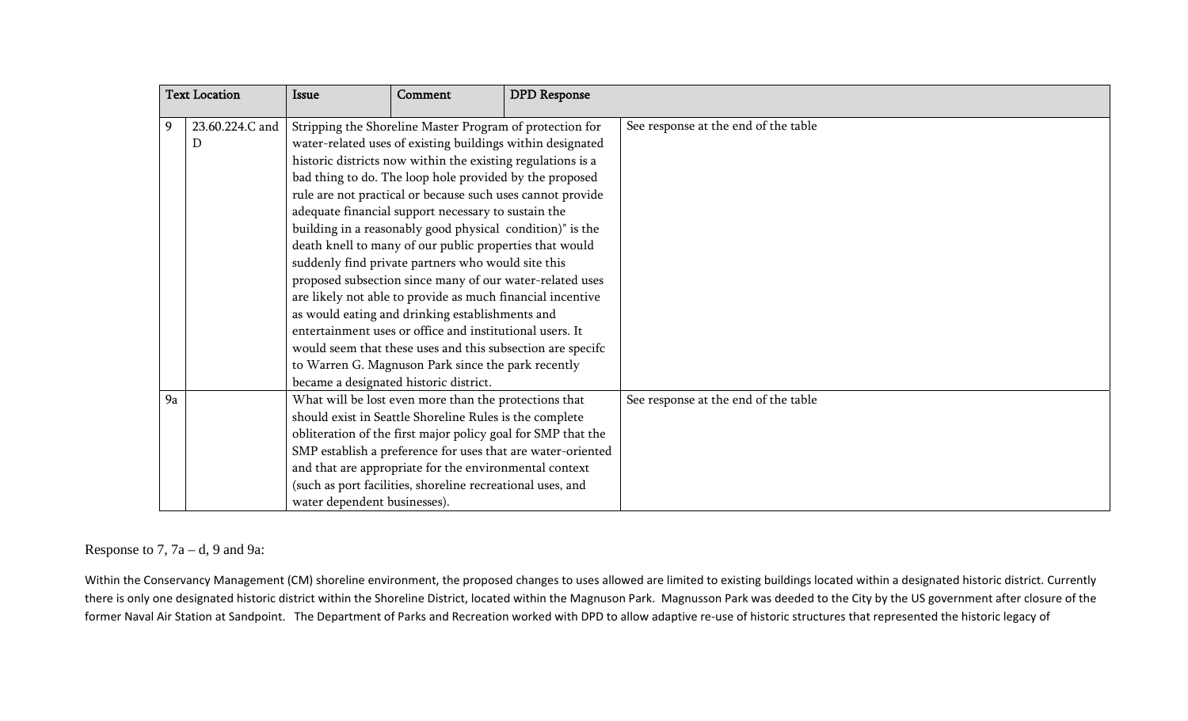| Text Location | | Issue | Comment | DPD Response |
|---|---|---|---|---|
| 9 | 23.60.224.C and D | Stripping the Shoreline Master Program of protection for water-related uses of existing buildings within designated historic districts now within the existing regulations is a bad thing to do. The loop hole provided by the proposed rule are not practical or because such uses cannot provide adequate financial support necessary to sustain the building in a reasonably good physical condition)" is the death knell to many of our public properties that would suddenly find private partners who would site this proposed subsection since many of our water-related uses are likely not able to provide as much financial incentive as would eating and drinking establishments and entertainment uses or office and institutional users. It would seem that these uses and this subsection are specifc to Warren G. Magnuson Park since the park recently became a designated historic district. | | See response at the end of the table |
| 9a | | What will be lost even more than the protections that should exist in Seattle Shoreline Rules is the complete obliteration of the first major policy goal for SMP that the SMP establish a preference for uses that are water-oriented and that are appropriate for the environmental context (such as port facilities, shoreline recreational uses, and water dependent businesses). | | See response at the end of the table |

Response to 7, 7a – d, 9 and 9a:

Within the Conservancy Management (CM) shoreline environment, the proposed changes to uses allowed are limited to existing buildings located within a designated historic district. Currently there is only one designated historic district within the Shoreline District, located within the Magnuson Park. Magnusson Park was deeded to the City by the US government after closure of the former Naval Air Station at Sandpoint. The Department of Parks and Recreation worked with DPD to allow adaptive re-use of historic structures that represented the historic legacy of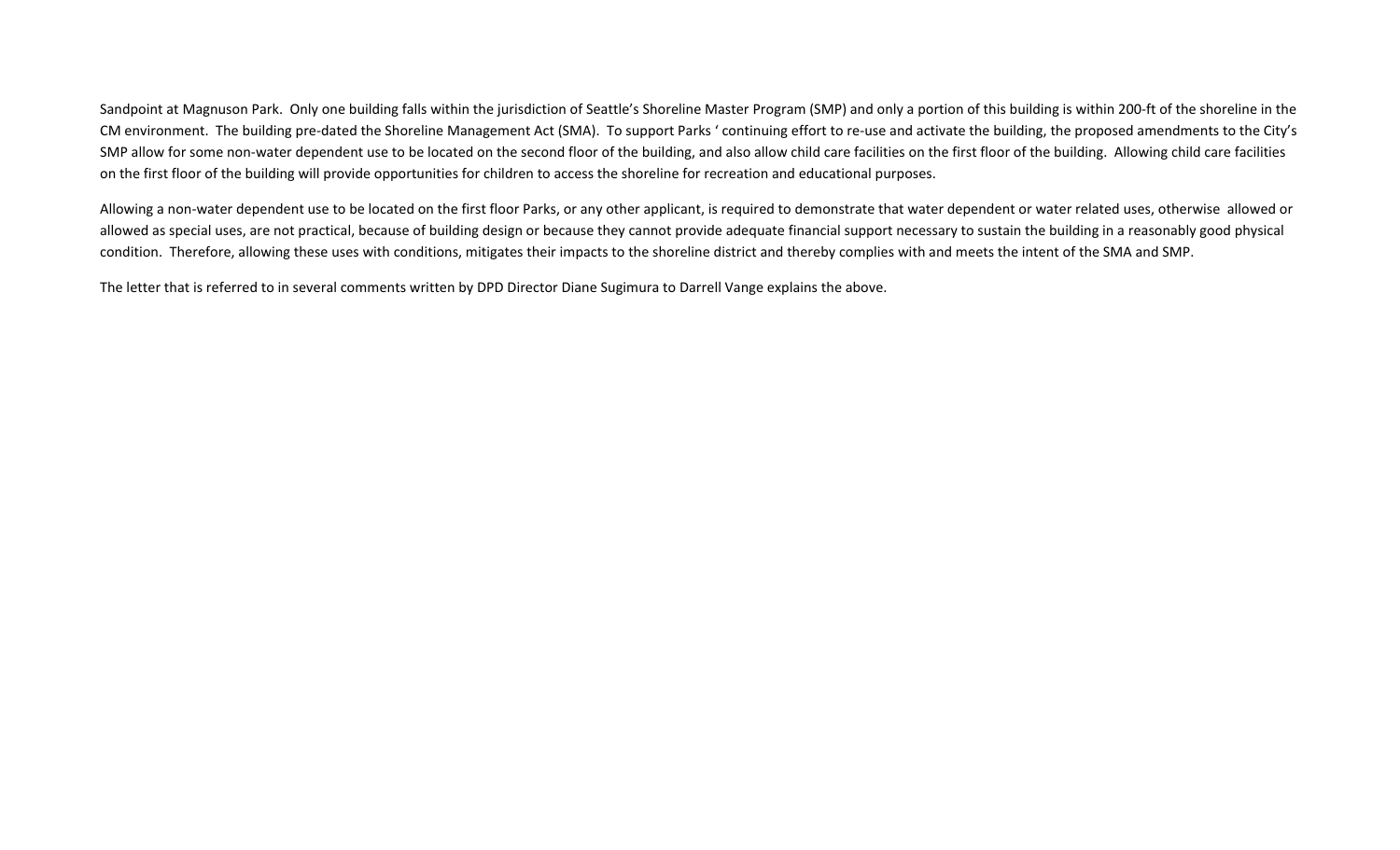Sandpoint at Magnuson Park. Only one building falls within the jurisdiction of Seattle's Shoreline Master Program (SMP) and only a portion of this building is within 200-ft of the shoreline in the CM environment. The building pre-dated the Shoreline Management Act (SMA). To support Parks ' continuing effort to re-use and activate the building, the proposed amendments to the City's SMP allow for some non-water dependent use to be located on the second floor of the building, and also allow child care facilities on the first floor of the building. Allowing child care facilities on the first floor of the building will provide opportunities for children to access the shoreline for recreation and educational purposes.

Allowing a non-water dependent use to be located on the first floor Parks, or any other applicant, is required to demonstrate that water dependent or water related uses, otherwise allowed or allowed as special uses, are not practical, because of building design or because they cannot provide adequate financial support necessary to sustain the building in a reasonably good physical condition. Therefore, allowing these uses with conditions, mitigates their impacts to the shoreline district and thereby complies with and meets the intent of the SMA and SMP.

The letter that is referred to in several comments written by DPD Director Diane Sugimura to Darrell Vange explains the above.